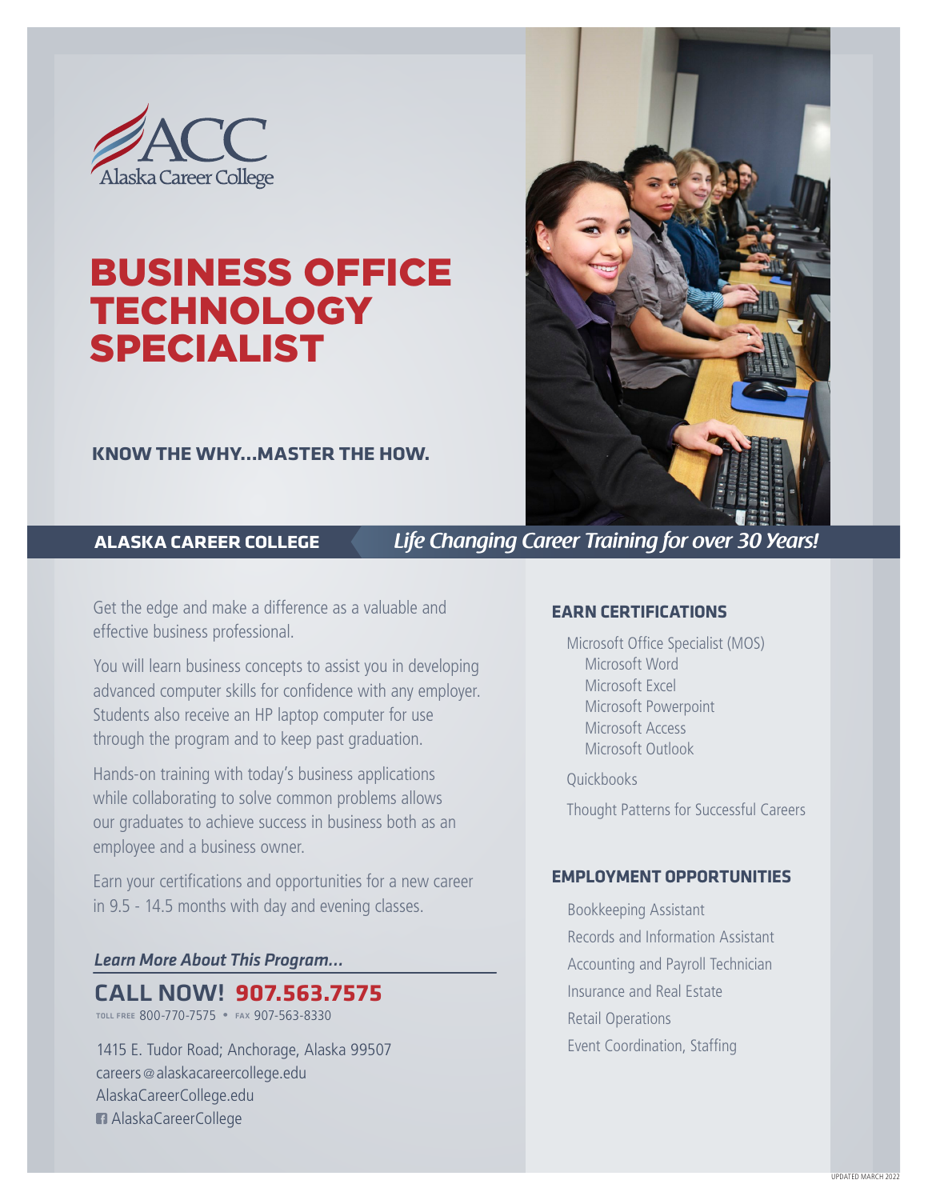ACC
Alaska Career College

# BUSINESS OFFICE TECHNOLOGY SPECIALIST

**KNOW THE WHY...MASTER THE HOW.**

**ALASKA CAREER COLLEGE** *Life Changing Career Training for over 30 Years!*

Get the edge and make a difference as a valuable and effective business professional.

You will learn business concepts to assist you in developing advanced computer skills for confidence with any employer. Students also receive an HP laptop computer for use through the program and to keep past graduation.

Hands-on training with today's business applications while collaborating to solve common problems allows our graduates to achieve success in business both as an employee and a business owner.

Earn your certifications and opportunities for a new career in 9.5 - 14.5 months with day and evening classes.

*Learn More About This Program...*

**CALL NOW! 907.563.7575**
TOLL FREE 800-770-7575 • FAX 907-563-8330

1415 E. Tudor Road; Anchorage, Alaska 99507
careers@alaskacareercollege.edu
AlaskaCareerCollege.edu
AlaskaCareerCollege

## EARN CERTIFICATIONS

- Microsoft Office Specialist (MOS)
  - Microsoft Word
  - Microsoft Excel
  - Microsoft Powerpoint
  - Microsoft Access
  - Microsoft Outlook
- Quickbooks
- Thought Patterns for Successful Careers

## EMPLOYMENT OPPORTUNITIES

- Bookkeeping Assistant
- Records and Information Assistant
- Accounting and Payroll Technician
- Insurance and Real Estate
- Retail Operations
- Event Coordination, Staffing

UPDATED MARCH 2022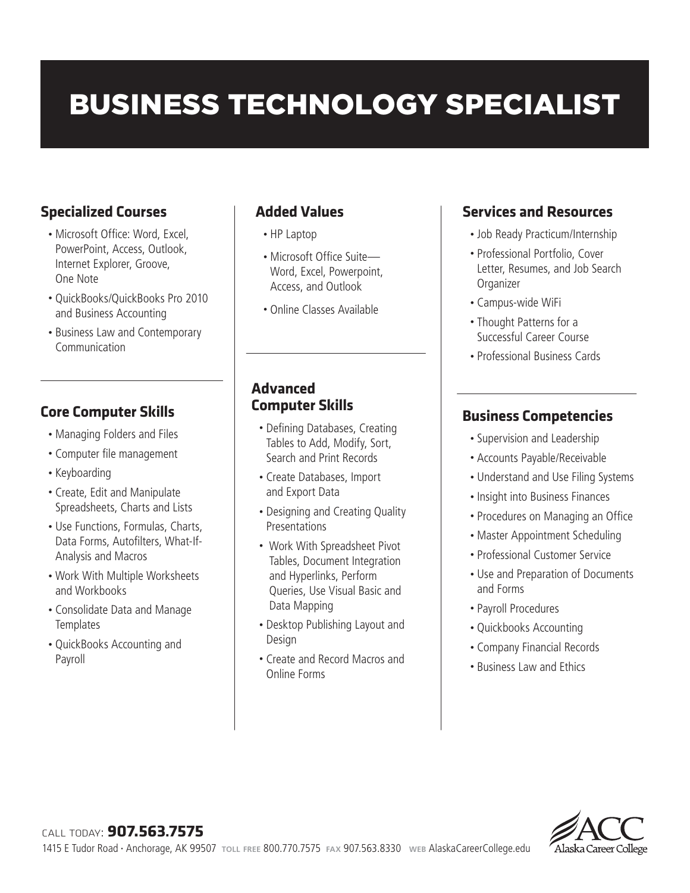# BUSINESS TECHNOLOGY SPECIALIST

## Specialized Courses

- Microsoft Office: Word, Excel, PowerPoint, Access, Outlook, Internet Explorer, Groove, One Note
- QuickBooks/QuickBooks Pro 2010 and Business Accounting
- Business Law and Contemporary Communication

## Core Computer Skills

- Managing Folders and Files
- Computer file management
- Keyboarding
- Create, Edit and Manipulate Spreadsheets, Charts and Lists
- Use Functions, Formulas, Charts, Data Forms, Autofilters, What-If-Analysis and Macros
- Work With Multiple Worksheets and Workbooks
- Consolidate Data and Manage Templates
- QuickBooks Accounting and Payroll

## Added Values

- HP Laptop
- Microsoft Office Suite—Word, Excel, Powerpoint, Access, and Outlook
- Online Classes Available

## Advanced Computer Skills

- Defining Databases, Creating Tables to Add, Modify, Sort, Search and Print Records
- Create Databases, Import and Export Data
- Designing and Creating Quality Presentations
- Work With Spreadsheet Pivot Tables, Document Integration and Hyperlinks, Perform Queries, Use Visual Basic and Data Mapping
- Desktop Publishing Layout and Design
- Create and Record Macros and Online Forms

## Services and Resources

- Job Ready Practicum/Internship
- Professional Portfolio, Cover Letter, Resumes, and Job Search Organizer
- Campus-wide WiFi
- Thought Patterns for a Successful Career Course
- Professional Business Cards

## Business Competencies

- Supervision and Leadership
- Accounts Payable/Receivable
- Understand and Use Filing Systems
- Insight into Business Finances
- Procedures on Managing an Office
- Master Appointment Scheduling
- Professional Customer Service
- Use and Preparation of Documents and Forms
- Payroll Procedures
- Quickbooks Accounting
- Company Financial Records
- Business Law and Ethics

CALL TODAY: **907.563.7575**

1415 E Tudor Road · Anchorage, AK 99507 TOLL FREE 800.770.7575 FAX 907.563.8330 WEB AlaskaCareerCollege.edu

ACC Alaska Career College